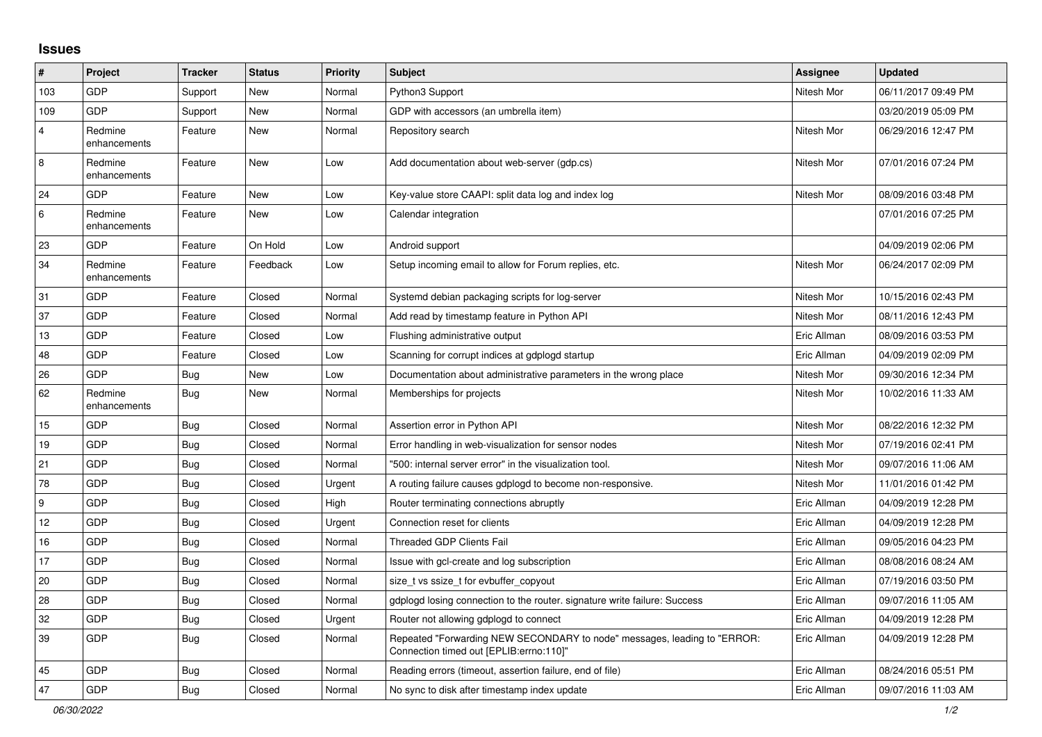## Issues

| # | Project | Tracker | Status | Priority | Subject | Assignee | Updated |
|---|---|---|---|---|---|---|---|
| 103 | GDP | Support | New | Normal | Python3 Support | Nitesh Mor | 06/11/2017 09:49 PM |
| 109 | GDP | Support | New | Normal | GDP with accessors (an umbrella item) | | 03/20/2019 05:09 PM |
| 4 | Redmine enhancements | Feature | New | Normal | Repository search | Nitesh Mor | 06/29/2016 12:47 PM |
| 8 | Redmine enhancements | Feature | New | Low | Add documentation about web-server (gdp.cs) | Nitesh Mor | 07/01/2016 07:24 PM |
| 24 | GDP | Feature | New | Low | Key-value store CAAPI: split data log and index log | Nitesh Mor | 08/09/2016 03:48 PM |
| 6 | Redmine enhancements | Feature | New | Low | Calendar integration | | 07/01/2016 07:25 PM |
| 23 | GDP | Feature | On Hold | Low | Android support | | 04/09/2019 02:06 PM |
| 34 | Redmine enhancements | Feature | Feedback | Low | Setup incoming email to allow for Forum replies, etc. | Nitesh Mor | 06/24/2017 02:09 PM |
| 31 | GDP | Feature | Closed | Normal | Systemd debian packaging scripts for log-server | Nitesh Mor | 10/15/2016 02:43 PM |
| 37 | GDP | Feature | Closed | Normal | Add read by timestamp feature in Python API | Nitesh Mor | 08/11/2016 12:43 PM |
| 13 | GDP | Feature | Closed | Low | Flushing administrative output | Eric Allman | 08/09/2016 03:53 PM |
| 48 | GDP | Feature | Closed | Low | Scanning for corrupt indices at gdplogd startup | Eric Allman | 04/09/2019 02:09 PM |
| 26 | GDP | Bug | New | Low | Documentation about administrative parameters in the wrong place | Nitesh Mor | 09/30/2016 12:34 PM |
| 62 | Redmine enhancements | Bug | New | Normal | Memberships for projects | Nitesh Mor | 10/02/2016 11:33 AM |
| 15 | GDP | Bug | Closed | Normal | Assertion error in Python API | Nitesh Mor | 08/22/2016 12:32 PM |
| 19 | GDP | Bug | Closed | Normal | Error handling in web-visualization for sensor nodes | Nitesh Mor | 07/19/2016 02:41 PM |
| 21 | GDP | Bug | Closed | Normal | "500: internal server error" in the visualization tool. | Nitesh Mor | 09/07/2016 11:06 AM |
| 78 | GDP | Bug | Closed | Urgent | A routing failure causes gdplogd to become non-responsive. | Nitesh Mor | 11/01/2016 01:42 PM |
| 9 | GDP | Bug | Closed | High | Router terminating connections abruptly | Eric Allman | 04/09/2019 12:28 PM |
| 12 | GDP | Bug | Closed | Urgent | Connection reset for clients | Eric Allman | 04/09/2019 12:28 PM |
| 16 | GDP | Bug | Closed | Normal | Threaded GDP Clients Fail | Eric Allman | 09/05/2016 04:23 PM |
| 17 | GDP | Bug | Closed | Normal | Issue with gcl-create and log subscription | Eric Allman | 08/08/2016 08:24 AM |
| 20 | GDP | Bug | Closed | Normal | size_t vs ssize_t for evbuffer_copyout | Eric Allman | 07/19/2016 03:50 PM |
| 28 | GDP | Bug | Closed | Normal | gdplogd losing connection to the router. signature write failure: Success | Eric Allman | 09/07/2016 11:05 AM |
| 32 | GDP | Bug | Closed | Urgent | Router not allowing gdplogd to connect | Eric Allman | 04/09/2019 12:28 PM |
| 39 | GDP | Bug | Closed | Normal | Repeated "Forwarding NEW SECONDARY to node" messages, leading to "ERROR: Connection timed out [EPLIB:errno:110]" | Eric Allman | 04/09/2019 12:28 PM |
| 45 | GDP | Bug | Closed | Normal | Reading errors (timeout, assertion failure, end of file) | Eric Allman | 08/24/2016 05:51 PM |
| 47 | GDP | Bug | Closed | Normal | No sync to disk after timestamp index update | Eric Allman | 09/07/2016 11:03 AM |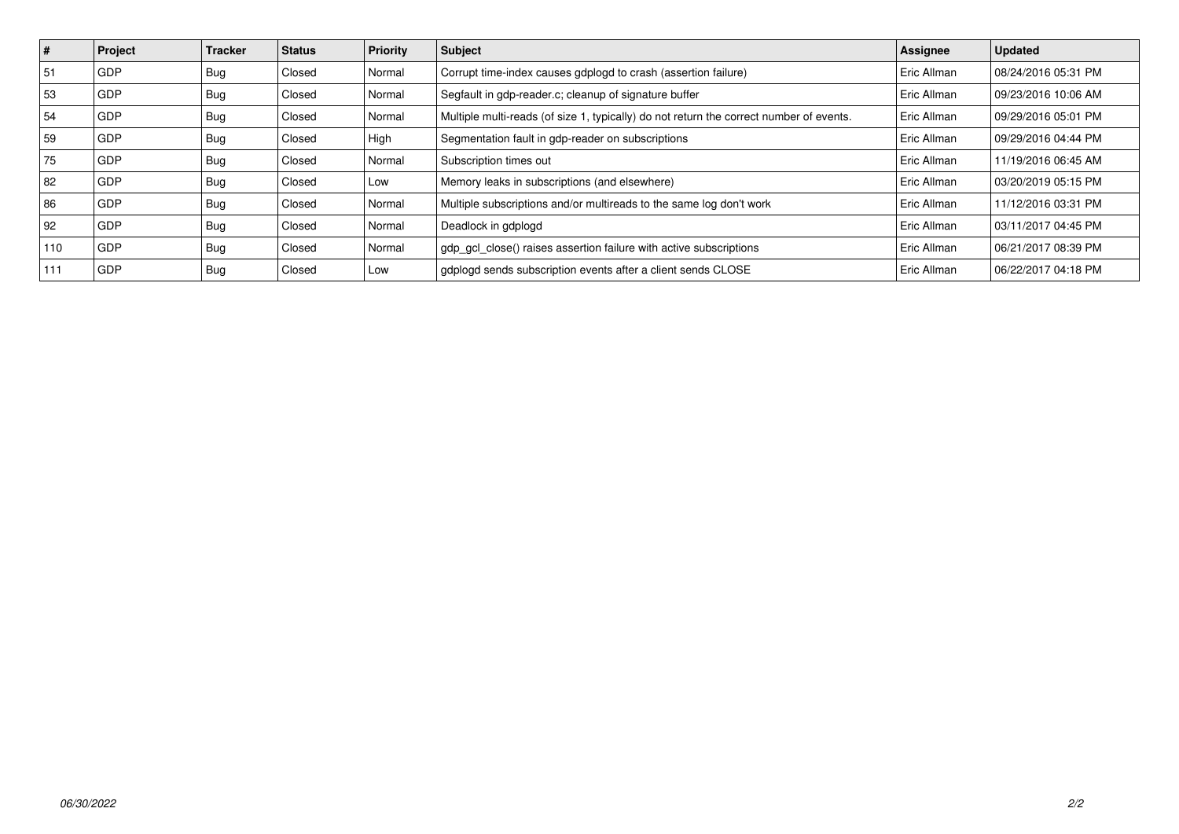| # | Project | Tracker | Status | Priority | Subject | Assignee | Updated |
|---|---|---|---|---|---|---|---|
| 51 | GDP | Bug | Closed | Normal | Corrupt time-index causes gdplogd to crash (assertion failure) | Eric Allman | 08/24/2016 05:31 PM |
| 53 | GDP | Bug | Closed | Normal | Segfault in gdp-reader.c; cleanup of signature buffer | Eric Allman | 09/23/2016 10:06 AM |
| 54 | GDP | Bug | Closed | Normal | Multiple multi-reads (of size 1, typically) do not return the correct number of events. | Eric Allman | 09/29/2016 05:01 PM |
| 59 | GDP | Bug | Closed | High | Segmentation fault in gdp-reader on subscriptions | Eric Allman | 09/29/2016 04:44 PM |
| 75 | GDP | Bug | Closed | Normal | Subscription times out | Eric Allman | 11/19/2016 06:45 AM |
| 82 | GDP | Bug | Closed | Low | Memory leaks in subscriptions (and elsewhere) | Eric Allman | 03/20/2019 05:15 PM |
| 86 | GDP | Bug | Closed | Normal | Multiple subscriptions and/or multireads to the same log don't work | Eric Allman | 11/12/2016 03:31 PM |
| 92 | GDP | Bug | Closed | Normal | Deadlock in gdplogd | Eric Allman | 03/11/2017 04:45 PM |
| 110 | GDP | Bug | Closed | Normal | gdp_gcl_close() raises assertion failure with active subscriptions | Eric Allman | 06/21/2017 08:39 PM |
| 111 | GDP | Bug | Closed | Low | gdplogd sends subscription events after a client sends CLOSE | Eric Allman | 06/22/2017 04:18 PM |